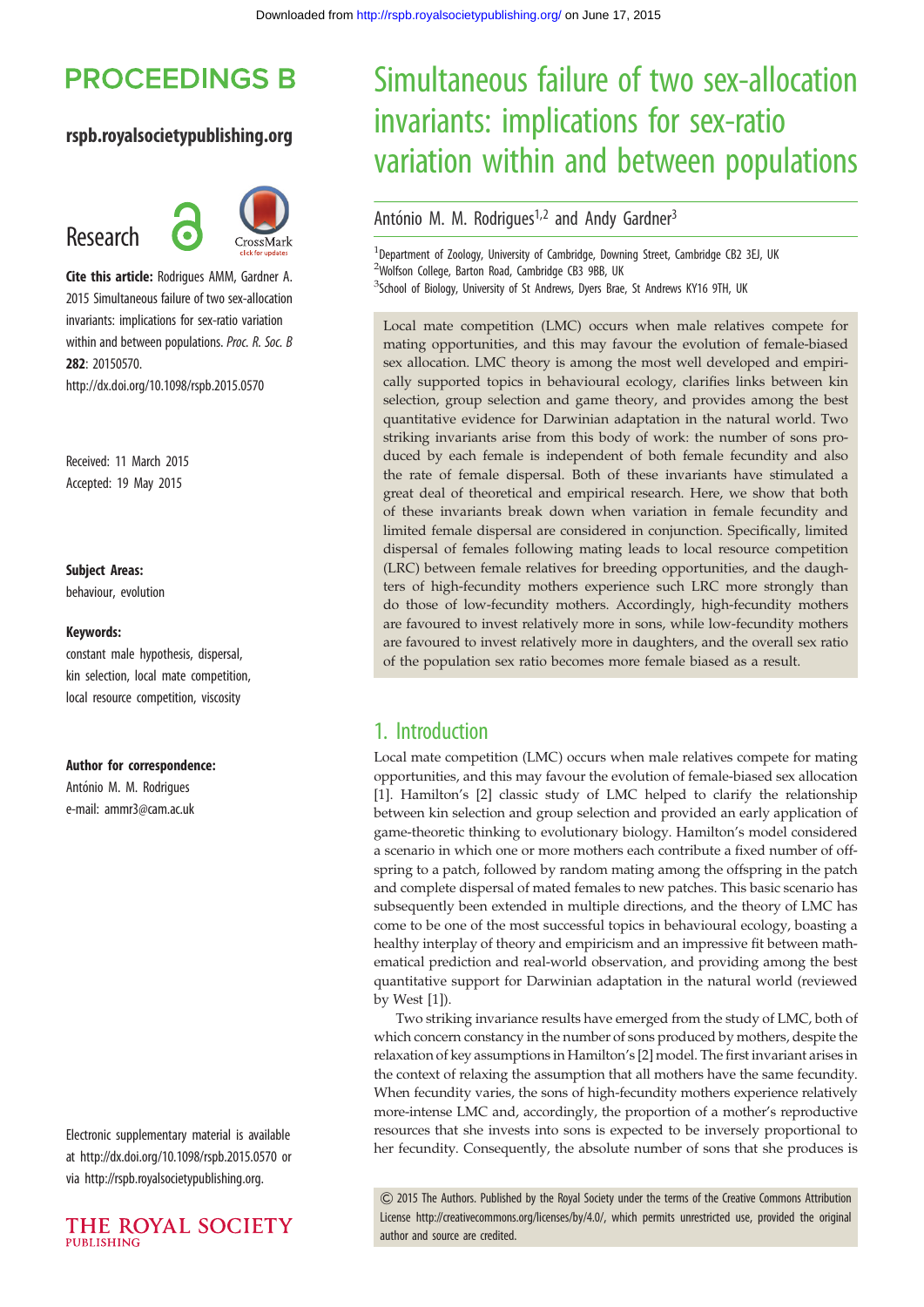# Simultaneous failure of two sex-allocation invariants: implications for sex-ratio variation within and between populations

António M. M. Rodrigues[1,2] and Andy Gardner[3]

[1]Department of Zoology, University of Cambridge, Downing Street, Cambridge CB2 3EJ, UK
[2]Wolfson College, Barton Road, Cambridge CB3 9BB, UK
[3]School of Biology, University of St Andrews, Dyers Brae, St Andrews KY16 9TH, UK

**PROCEEDINGS B**

**rspb.royalsocietypublishing.org**

Research

**Cite this article:** Rodrigues AMM, Gardner A. 2015 Simultaneous failure of two sex-allocation invariants: implications for sex-ratio variation within and between populations. *Proc. R. Soc. B* **282**: 20150570. http://dx.doi.org/10.1098/rspb.2015.0570

Received: 11 March 2015
Accepted: 19 May 2015

**Subject Areas:**
behaviour, evolution

**Keywords:**
constant male hypothesis, dispersal, kin selection, local mate competition, local resource competition, viscosity

**Author for correspondence:**
António M. M. Rodrigues
e-mail: ammr3@cam.ac.uk

Local mate competition (LMC) occurs when male relatives compete for mating opportunities, and this may favour the evolution of female-biased sex allocation. LMC theory is among the most well developed and empirically supported topics in behavioural ecology, clarifies links between kin selection, group selection and game theory, and provides among the best quantitative evidence for Darwinian adaptation in the natural world. Two striking invariants arise from this body of work: the number of sons produced by each female is independent of both female fecundity and also the rate of female dispersal. Both of these invariants have stimulated a great deal of theoretical and empirical research. Here, we show that both of these invariants break down when variation in female fecundity and limited female dispersal are considered in conjunction. Specifically, limited dispersal of females following mating leads to local resource competition (LRC) between female relatives for breeding opportunities, and the daughters of high-fecundity mothers experience such LRC more strongly than do those of low-fecundity mothers. Accordingly, high-fecundity mothers are favoured to invest relatively more in sons, while low-fecundity mothers are favoured to invest relatively more in daughters, and the overall sex ratio of the population sex ratio becomes more female biased as a result.

## 1. Introduction

Local mate competition (LMC) occurs when male relatives compete for mating opportunities, and this may favour the evolution of female-biased sex allocation [1]. Hamilton's [2] classic study of LMC helped to clarify the relationship between kin selection and group selection and provided an early application of game-theoretic thinking to evolutionary biology. Hamilton's model considered a scenario in which one or more mothers each contribute a fixed number of offspring to a patch, followed by random mating among the offspring in the patch and complete dispersal of mated females to new patches. This basic scenario has subsequently been extended in multiple directions, and the theory of LMC has come to be one of the most successful topics in behavioural ecology, boasting a healthy interplay of theory and empiricism and an impressive fit between mathematical prediction and real-world observation, and providing among the best quantitative support for Darwinian adaptation in the natural world (reviewed by West [1]).

Two striking invariance results have emerged from the study of LMC, both of which concern constancy in the number of sons produced by mothers, despite the relaxation of key assumptions in Hamilton's [2] model. The first invariant arises in the context of relaxing the assumption that all mothers have the same fecundity. When fecundity varies, the sons of high-fecundity mothers experience relatively more-intense LMC and, accordingly, the proportion of a mother's reproductive resources that she invests into sons is expected to be inversely proportional to her fecundity. Consequently, the absolute number of sons that she produces is

Electronic supplementary material is available at http://dx.doi.org/10.1098/rspb.2015.0570 or via http://rspb.royalsocietypublishing.org.

© 2015 The Authors. Published by the Royal Society under the terms of the Creative Commons Attribution License http://creativecommons.org/licenses/by/4.0/, which permits unrestricted use, provided the original author and source are credited.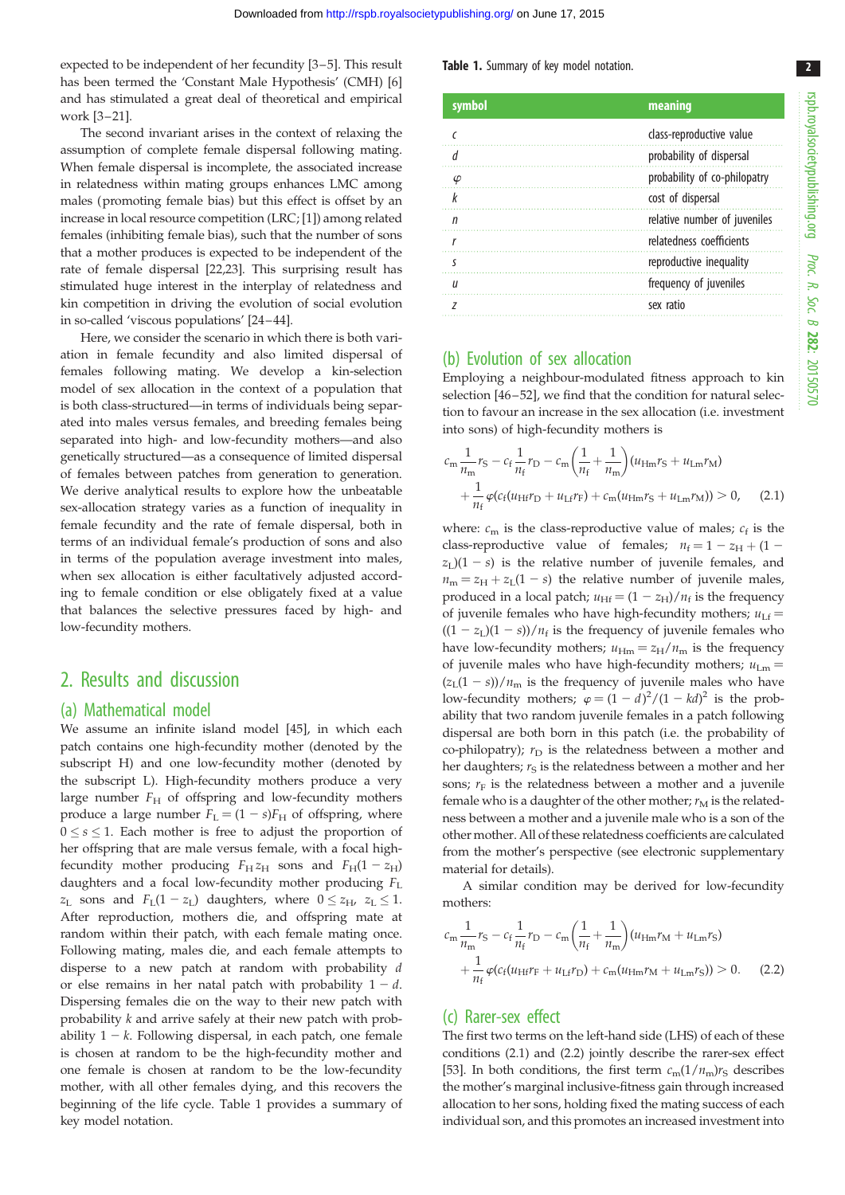expected to be independent of her fecundity [3–5]. This result has been termed the 'Constant Male Hypothesis' (CMH) [6] and has stimulated a great deal of theoretical and empirical work [3–21].

The second invariant arises in the context of relaxing the assumption of complete female dispersal following mating. When female dispersal is incomplete, the associated increase in relatedness within mating groups enhances LMC among males (promoting female bias) but this effect is offset by an increase in local resource competition (LRC; [1]) among related females (inhibiting female bias), such that the number of sons that a mother produces is expected to be independent of the rate of female dispersal [22,23]. This surprising result has stimulated huge interest in the interplay of relatedness and kin competition in driving the evolution of social evolution in so-called 'viscous populations' [24–44].

Here, we consider the scenario in which there is both variation in female fecundity and also limited dispersal of females following mating. We develop a kin-selection model of sex allocation in the context of a population that is both class-structured—in terms of individuals being separated into males versus females, and breeding females being separated into high- and low-fecundity mothers—and also genetically structured—as a consequence of limited dispersal of females between patches from generation to generation. We derive analytical results to explore how the unbeatable sex-allocation strategy varies as a function of inequality in female fecundity and the rate of female dispersal, both in terms of an individual female's production of sons and daughters and in terms of the population average investment into males, when sex allocation is either facultatively adjusted according to female condition or else obligately fixed at a value that balances the selective pressures faced by high- and low-fecundity mothers.

## 2. Results and discussion

### (a) Mathematical model

We assume an infinite island model [45], in which each patch contains one high-fecundity mother (denoted by the subscript H) and one low-fecundity mother (denoted by the subscript L). High-fecundity mothers produce a very large number $F_H$ of offspring and low-fecundity mothers produce a large number $F_L = (1-s)F_H$ of offspring, where $0 \le s \le 1$. Each mother is free to adjust the proportion of her offspring that are male versus female, with a focal high-fecundity mother producing $F_H z_H$ sons and $F_H(1-z_H)$ daughters and a focal low-fecundity mother producing $F_L z_L$ sons and $F_L(1-z_L)$ daughters, where $0 \le z_H, z_L \le 1$. After reproduction, mothers die, and offspring mate at random within their patch, with each female mating once. Following mating, males die, and each female attempts to disperse to a new patch at random with probability $d$ or else remains in her natal patch with probability $1-d$. Dispersing females die on the way to their new patch with probability $k$ and arrive safely at their new patch with probability $1-k$. Following dispersal, in each patch, one female is chosen at random to be the high-fecundity mother and one female is chosen at random to be the low-fecundity mother, with all other females dying, and this recovers the beginning of the life cycle. Table 1 provides a summary of key model notation.

**Table 1.** Summary of key model notation.

| symbol | meaning |
|---|---|
| $c$ | class-reproductive value |
| $d$ | probability of dispersal |
| $\varphi$ | probability of co-philopatry |
| $k$ | cost of dispersal |
| $n$ | relative number of juveniles |
| $r$ | relatedness coefficients |
| $s$ | reproductive inequality |
| $u$ | frequency of juveniles |
| $z$ | sex ratio |

### (b) Evolution of sex allocation

Employing a neighbour-modulated fitness approach to kin selection [46–52], we find that the condition for natural selection to favour an increase in the sex allocation (i.e. investment into sons) of high-fecundity mothers is

$$c_m \frac{1}{n_m} r_S - c_f \frac{1}{n_f} r_D - c_m \left(\frac{1}{n_f} + \frac{1}{n_m}\right)(u_{Hm} r_S + u_{Lm} r_M) + \frac{1}{n_f}\varphi(c_f(u_{Hf} r_D + u_{Lf} r_F) + c_m(u_{Hm} r_S + u_{Lm} r_M)) > 0, \quad (2.1)$$

where: $c_m$ is the class-reproductive value of males; $c_f$ is the class-reproductive value of females; $n_f = 1 - z_H + (1-z_L)(1-s)$ is the relative number of juvenile females, and $n_m = z_H + z_L(1-s)$ the relative number of juvenile males, produced in a local patch; $u_{Hf} = (1-z_H)/n_f$ is the frequency of juvenile females who have high-fecundity mothers; $u_{Lf} = ((1-z_L)(1-s))/n_f$ is the frequency of juvenile females who have low-fecundity mothers; $u_{Hm} = z_H/n_m$ is the frequency of juvenile males who have high-fecundity mothers; $u_{Lm} = (z_L(1-s))/n_m$ is the frequency of juvenile males who have low-fecundity mothers; $\varphi = (1-d)^2/(1-kd)^2$ is the probability that two random juvenile females in a patch following dispersal are both born in this patch (i.e. the probability of co-philopatry); $r_D$ is the relatedness between a mother and her daughters; $r_S$ is the relatedness between a mother and her sons; $r_F$ is the relatedness between a mother and a juvenile female who is a daughter of the other mother; $r_M$ is the relatedness between a mother and a juvenile male who is a son of the other mother. All of these relatedness coefficients are calculated from the mother's perspective (see electronic supplementary material for details).

A similar condition may be derived for low-fecundity mothers:

$$c_m \frac{1}{n_m} r_S - c_f \frac{1}{n_f} r_D - c_m \left(\frac{1}{n_f} + \frac{1}{n_m}\right)(u_{Hm} r_M + u_{Lm} r_S) + \frac{1}{n_f}\varphi(c_f(u_{Hf} r_F + u_{Lf} r_D) + c_m(u_{Hm} r_M + u_{Lm} r_S)) > 0. \quad (2.2)$$

### (c) Rarer-sex effect

The first two terms on the left-hand side (LHS) of each of these conditions (2.1) and (2.2) jointly describe the rarer-sex effect [53]. In both conditions, the first term $c_m(1/n_m)r_S$ describes the mother's marginal inclusive-fitness gain through increased allocation to her sons, holding fixed the mating success of each individual son, and this promotes an increased investment into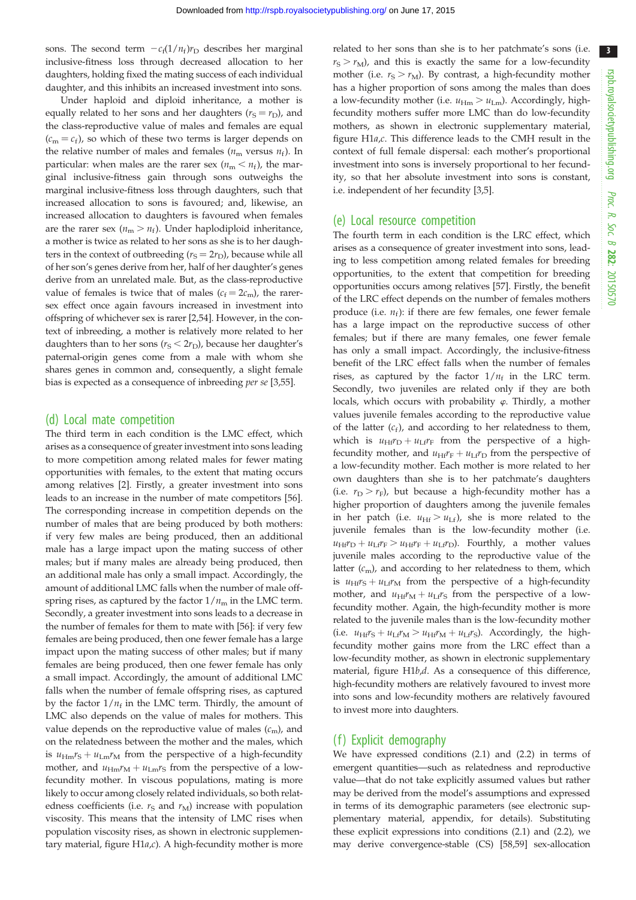sons. The second term $-c_f(1/n_f)r_D$ describes her marginal inclusive-fitness loss through decreased allocation to her daughters, holding fixed the mating success of each individual daughter, and this inhibits an increased investment into sons.

Under haploid and diploid inheritance, a mother is equally related to her sons and her daughters ($r_S = r_D$), and the class-reproductive value of males and females are equal ($c_m = c_f$), so which of these two terms is larger depends on the relative number of males and females ($n_m$ versus $n_f$). In particular: when males are the rarer sex ($n_m < n_f$), the marginal inclusive-fitness gain through sons outweighs the marginal inclusive-fitness loss through daughters, such that increased allocation to sons is favoured; and, likewise, an increased allocation to daughters is favoured when females are the rarer sex ($n_m > n_f$). Under haplodiploid inheritance, a mother is twice as related to her sons as she is to her daughters in the context of outbreeding ($r_S = 2r_D$), because while all of her son's genes derive from her, half of her daughter's genes derive from an unrelated male. But, as the class-reproductive value of females is twice that of males ($c_f = 2c_m$), the rarer-sex effect once again favours increased investment into offspring of whichever sex is rarer [2,54]. However, in the context of inbreeding, a mother is relatively more related to her daughters than to her sons ($r_S < 2r_D$), because her daughter's paternal-origin genes come from a male with whom she shares genes in common and, consequently, a slight female bias is expected as a consequence of inbreeding *per se* [3,55].

## (d) Local mate competition

The third term in each condition is the LMC effect, which arises as a consequence of greater investment into sons leading to more competition among related males for fewer mating opportunities with females, to the extent that mating occurs among relatives [2]. Firstly, a greater investment into sons leads to an increase in the number of mate competitors [56]. The corresponding increase in competition depends on the number of males that are being produced by both mothers: if very few males are being produced, then an additional male has a large impact upon the mating success of other males; but if many males are already being produced, then an additional male has only a small impact. Accordingly, the amount of additional LMC falls when the number of male offspring rises, as captured by the factor $1/n_m$ in the LMC term. Secondly, a greater investment into sons leads to a decrease in the number of females for them to mate with [56]: if very few females are being produced, then one fewer female has a large impact upon the mating success of other males; but if many females are being produced, then one fewer female has only a small impact. Accordingly, the amount of additional LMC falls when the number of female offspring rises, as captured by the factor $1/n_f$ in the LMC term. Thirdly, the amount of LMC also depends on the value of males for mothers. This value depends on the reproductive value of males ($c_m$), and on the relatedness between the mother and the males, which is $u_{Hm}r_S + u_{Lm}r_M$ from the perspective of a high-fecundity mother, and $u_{Hm}r_M + u_{Lm}r_S$ from the perspective of a low-fecundity mother. In viscous populations, mating is more likely to occur among closely related individuals, so both relatedness coefficients (i.e. $r_S$ and $r_M$) increase with population viscosity. This means that the intensity of LMC rises when population viscosity rises, as shown in electronic supplementary material, figure H1*a*,*c*). A high-fecundity mother is more related to her sons than she is to her patchmate's sons (i.e. $r_S > r_M$), and this is exactly the same for a low-fecundity mother (i.e. $r_S > r_M$). By contrast, a high-fecundity mother has a higher proportion of sons among the males than does a low-fecundity mother (i.e. $u_{Hm} > u_{Lm}$). Accordingly, high-fecundity mothers suffer more LMC than do low-fecundity mothers, as shown in electronic supplementary material, figure H1*a*,*c*. This difference leads to the CMH result in the context of full female dispersal: each mother's proportional investment into sons is inversely proportional to her fecundity, so that her absolute investment into sons is constant, i.e. independent of her fecundity [3,5].

## (e) Local resource competition

The fourth term in each condition is the LRC effect, which arises as a consequence of greater investment into sons, leading to less competition among related females for breeding opportunities, to the extent that competition for breeding opportunities occurs among relatives [57]. Firstly, the benefit of the LRC effect depends on the number of females mothers produce (i.e. $n_f$): if there are few females, one fewer female has a large impact on the reproductive success of other females; but if there are many females, one fewer female has only a small impact. Accordingly, the inclusive-fitness benefit of the LRC effect falls when the number of females rises, as captured by the factor $1/n_f$ in the LRC term. Secondly, two juveniles are related only if they are both locals, which occurs with probability $\varphi$. Thirdly, a mother values juvenile females according to the reproductive value of the latter ($c_f$), and according to her relatedness to them, which is $u_{Hf}r_D + u_{Lf}r_F$ from the perspective of a high-fecundity mother, and $u_{Hf}r_F + u_{Lf}r_D$ from the perspective of a low-fecundity mother. Each mother is more related to her own daughters than she is to her patchmate's daughters (i.e. $r_D > r_F$), but because a high-fecundity mother has a higher proportion of daughters among the juvenile females in her patch (i.e. $u_{Hf} > u_{Lf}$), she is more related to the juvenile females than is the low-fecundity mother (i.e. $u_{Hf}r_D + u_{Lf}r_F > u_{Hf}r_F + u_{Lf}r_D$). Fourthly, a mother values juvenile males according to the reproductive value of the latter ($c_m$), and according to her relatedness to them, which is $u_{Hf}r_S + u_{Lf}r_M$ from the perspective of a high-fecundity mother, and $u_{Hf}r_M + u_{Lf}r_S$ from the perspective of a low-fecundity mother. Again, the high-fecundity mother is more related to the juvenile males than is the low-fecundity mother (i.e. $u_{Hf}r_S + u_{Lf}r_M > u_{Hf}r_M + u_{Lf}r_S$). Accordingly, the high-fecundity mother gains more from the LRC effect than a low-fecundity mother, as shown in electronic supplementary material, figure H1*b*,*d*. As a consequence of this difference, high-fecundity mothers are relatively favoured to invest more into sons and low-fecundity mothers are relatively favoured to invest more into daughters.

## (f) Explicit demography

We have expressed conditions (2.1) and (2.2) in terms of emergent quantities—such as relatedness and reproductive value—that do not take explicitly assumed values but rather may be derived from the model's assumptions and expressed in terms of its demographic parameters (see electronic supplementary material, appendix, for details). Substituting these explicit expressions into conditions (2.1) and (2.2), we may derive convergence-stable (CS) [58,59] sex-allocation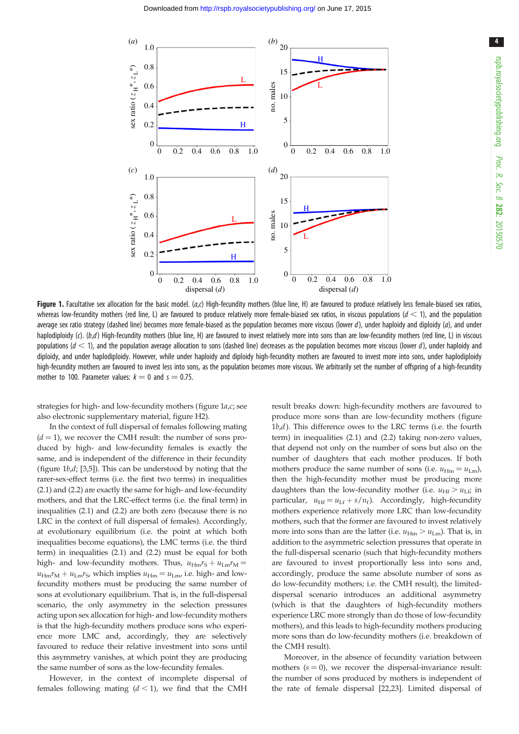**Figure 1.** Facultative sex allocation for the basic model. (*a*,*c*) High-fecundity mothers (blue line, H) are favoured to produce relatively less female-biased sex ratios, whereas low-fecundity mothers (red line, L) are favoured to produce relatively more female-biased sex ratios, in viscous populations ($d < 1$), and the population average sex ratio strategy (dashed line) becomes more female-biased as the population becomes more viscous (lower $d$), under haploidy and diploidy (*a*), and under haplodiploidy (*c*). (*b*,*d*) High-fecundity mothers (blue line, H) are favoured to invest relatively more into sons than are low-fecundity mothers (red line, L) in viscous populations ($d < 1$), and the population average allocation to sons (dashed line) decreases as the population becomes more viscous (lower $d$), under haploidy and diploidy, and under haplodiploidy. However, while under haploidy and diploidy high-fecundity mothers are favoured to invest more into sons, under haplodiploidy high-fecundity mothers are favoured to invest less into sons, as the population becomes more viscous. We arbitrarily set the number of offspring of a high-fecundity mother to 100. Parameter values: $k = 0$ and $s = 0.75$.

strategies for high- and low-fecundity mothers (figure 1*a*,*c*; see also electronic supplementary material, figure H2).

In the context of full dispersal of females following mating ($d = 1$), we recover the CMH result: the number of sons produced by high- and low-fecundity females is exactly the same, and is independent of the difference in their fecundity (figure 1*b*,*d*; [3,5]). This can be understood by noting that the rarer-sex-effect terms (i.e. the first two terms) in inequalities (2.1) and (2.2) are exactly the same for high- and low-fecundity mothers, and that the LRC-effect terms (i.e. the final term) in inequalities (2.1) and (2.2) are both zero (because there is no LRC in the context of full dispersal of females). Accordingly, at evolutionary equilibrium (i.e. the point at which both inequalities become equations), the LMC terms (i.e. the third term) in inequalities (2.1) and (2.2) must be equal for both high- and low-fecundity mothers. Thus, $u_{\mathrm{Hm}}r_{\mathrm{S}} + u_{\mathrm{Lm}}r_{\mathrm{M}} = u_{\mathrm{Hm}}r_{\mathrm{M}} + u_{\mathrm{Lm}}r_{\mathrm{S}}$, which implies $u_{\mathrm{Hm}} = u_{\mathrm{Lm}}$, i.e. high- and low-fecundity mothers must be producing the same number of sons at evolutionary equilibrium. That is, in the full-dispersal scenario, the only asymmetry in the selection pressures acting upon sex allocation for high- and low-fecundity mothers is that the high-fecundity mothers produce sons who experience more LMC and, accordingly, they are selectively favoured to reduce their relative investment into sons until this asymmetry vanishes, at which point they are producing the same number of sons as the low-fecundity females.

However, in the context of incomplete dispersal of females following mating ($d < 1$), we find that the CMH result breaks down: high-fecundity mothers are favoured to produce more sons than are low-fecundity mothers (figure 1*b*,*d*). This difference owes to the LRC terms (i.e. the fourth term) in inequalities (2.1) and (2.2) taking non-zero values, that depend not only on the number of sons but also on the number of daughters that each mother produces. If both mothers produce the same number of sons (i.e. $u_{\mathrm{Hm}} = u_{\mathrm{Lm}}$), then the high-fecundity mother must be producing more daughters than the low-fecundity mother (i.e. $u_{\mathrm{Hf}} > u_{\mathrm{Lf}}$; in particular, $u_{\mathrm{Hf}} = u_{\mathrm{Lf}} + s/n_{\mathrm{f}}$). Accordingly, high-fecundity mothers experience relatively more LRC than low-fecundity mothers, such that the former are favoured to invest relatively more into sons than are the latter (i.e. $u_{\mathrm{Hm}} > u_{\mathrm{Lm}}$). That is, in addition to the asymmetric selection pressures that operate in the full-dispersal scenario (such that high-fecundity mothers are favoured to invest proportionally less into sons and, accordingly, produce the same absolute number of sons as do low-fecundity mothers; i.e. the CMH result), the limited-dispersal scenario introduces an additional asymmetry (which is that the daughters of high-fecundity mothers experience LRC more strongly than do those of low-fecundity mothers), and this leads to high-fecundity mothers producing more sons than do low-fecundity mothers (i.e. breakdown of the CMH result).

Moreover, in the absence of fecundity variation between mothers ($s = 0$), we recover the dispersal-invariance result: the number of sons produced by mothers is independent of the rate of female dispersal [22,23]. Limited dispersal of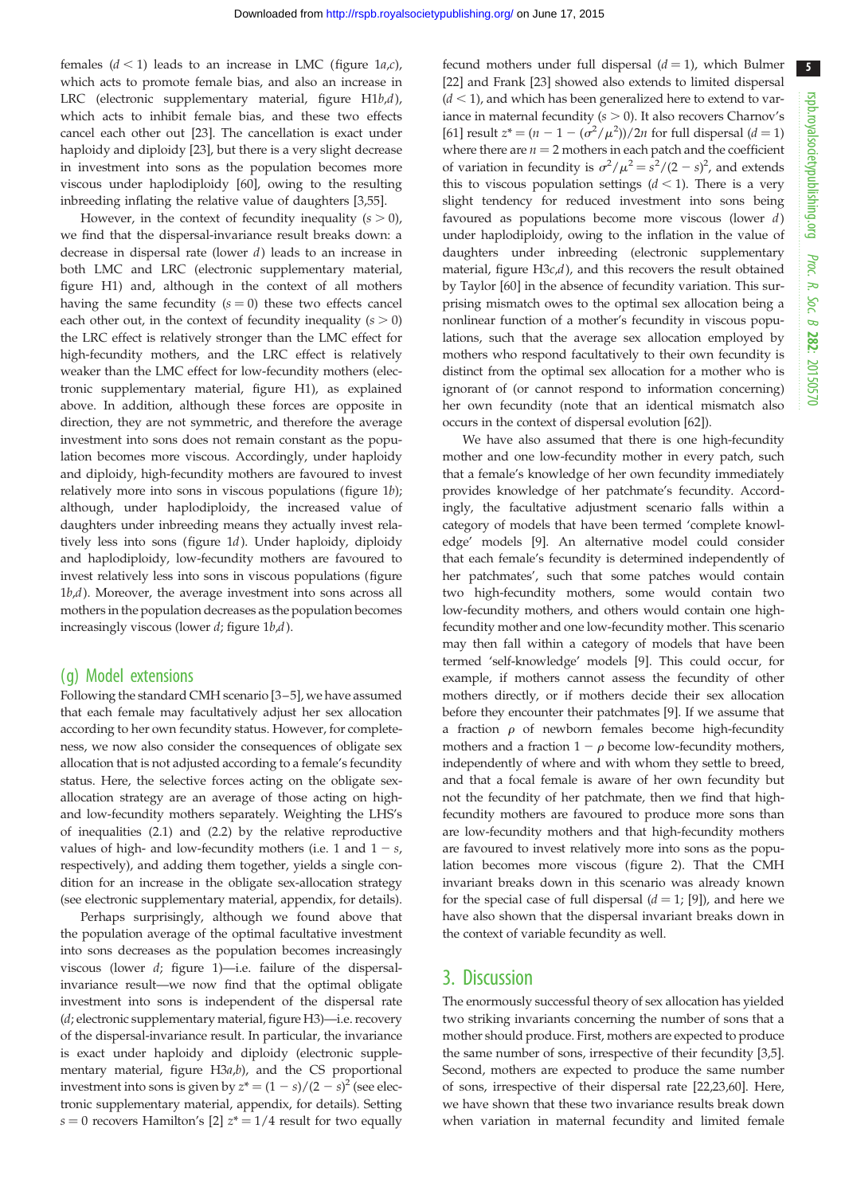females ($d < 1$) leads to an increase in LMC (figure 1*a*,*c*), which acts to promote female bias, and also an increase in LRC (electronic supplementary material, figure H1*b*,*d*), which acts to inhibit female bias, and these two effects cancel each other out [23]. The cancellation is exact under haploidy and diploidy [23], but there is a very slight decrease in investment into sons as the population becomes more viscous under haplodiploidy [60], owing to the resulting inbreeding inflating the relative value of daughters [3,55].

However, in the context of fecundity inequality ($s > 0$), we find that the dispersal-invariance result breaks down: a decrease in dispersal rate (lower $d$) leads to an increase in both LMC and LRC (electronic supplementary material, figure H1) and, although in the context of all mothers having the same fecundity ($s = 0$) these two effects cancel each other out, in the context of fecundity inequality ($s > 0$) the LRC effect is relatively stronger than the LMC effect for high-fecundity mothers, and the LRC effect is relatively weaker than the LMC effect for low-fecundity mothers (electronic supplementary material, figure H1), as explained above. In addition, although these forces are opposite in direction, they are not symmetric, and therefore the average investment into sons does not remain constant as the population becomes more viscous. Accordingly, under haploidy and diploidy, high-fecundity mothers are favoured to invest relatively more into sons in viscous populations (figure 1*b*); although, under haplodiploidy, the increased value of daughters under inbreeding means they actually invest relatively less into sons (figure 1*d*). Under haploidy, diploidy and haplodiploidy, low-fecundity mothers are favoured to invest relatively less into sons in viscous populations (figure 1*b*,*d*). Moreover, the average investment into sons across all mothers in the population decreases as the population becomes increasingly viscous (lower $d$; figure 1*b*,*d*).

## (g) Model extensions

Following the standard CMH scenario [3–5], we have assumed that each female may facultatively adjust her sex allocation according to her own fecundity status. However, for completeness, we now also consider the consequences of obligate sex allocation that is not adjusted according to a female's fecundity status. Here, the selective forces acting on the obligate sex-allocation strategy are an average of those acting on high- and low-fecundity mothers separately. Weighting the LHS's of inequalities (2.1) and (2.2) by the relative reproductive values of high- and low-fecundity mothers (i.e. 1 and $1 - s$, respectively), and adding them together, yields a single condition for an increase in the obligate sex-allocation strategy (see electronic supplementary material, appendix, for details).

Perhaps surprisingly, although we found above that the population average of the optimal facultative investment into sons decreases as the population becomes increasingly viscous (lower $d$; figure 1)—i.e. failure of the dispersal-invariance result—we now find that the optimal obligate investment into sons is independent of the dispersal rate ($d$; electronic supplementary material, figure H3)—i.e. recovery of the dispersal-invariance result. In particular, the invariance is exact under haploidy and diploidy (electronic supplementary material, figure H3*a*,*b*), and the CS proportional investment into sons is given by $z^* = (1 - s)/(2 - s)^2$ (see electronic supplementary material, appendix, for details). Setting $s = 0$ recovers Hamilton's [2] $z^* = 1/4$ result for two equally fecund mothers under full dispersal ($d = 1$), which Bulmer [22] and Frank [23] showed also extends to limited dispersal ($d < 1$), and which has been generalized here to extend to variance in maternal fecundity ($s > 0$). It also recovers Charnov's [61] result $z^* = (n - 1 - (\sigma^2/\mu^2))/2n$ for full dispersal ($d = 1$) where there are $n = 2$ mothers in each patch and the coefficient of variation in fecundity is $\sigma^2/\mu^2 = s^2/(2 - s)^2$, and extends this to viscous population settings ($d < 1$). There is a very slight tendency for reduced investment into sons being favoured as populations become more viscous (lower $d$) under haplodiploidy, owing to the inflation in the value of daughters under inbreeding (electronic supplementary material, figure H3*c*,*d*), and this recovers the result obtained by Taylor [60] in the absence of fecundity variation. This surprising mismatch owes to the optimal sex allocation being a nonlinear function of a mother's fecundity in viscous populations, such that the average sex allocation employed by mothers who respond facultatively to their own fecundity is distinct from the optimal sex allocation for a mother who is ignorant of (or cannot respond to information concerning) her own fecundity (note that an identical mismatch also occurs in the context of dispersal evolution [62]).

We have also assumed that there is one high-fecundity mother and one low-fecundity mother in every patch, such that a female's knowledge of her own fecundity immediately provides knowledge of her patchmate's fecundity. Accordingly, the facultative adjustment scenario falls within a category of models that have been termed 'complete knowledge' models [9]. An alternative model could consider that each female's fecundity is determined independently of her patchmates', such that some patches would contain two high-fecundity mothers, some would contain two low-fecundity mothers, and others would contain one high-fecundity mother and one low-fecundity mother. This scenario may then fall within a category of models that have been termed 'self-knowledge' models [9]. This could occur, for example, if mothers cannot assess the fecundity of other mothers directly, or if mothers decide their sex allocation before they encounter their patchmates [9]. If we assume that a fraction $\rho$ of newborn females become high-fecundity mothers and a fraction $1 - \rho$ become low-fecundity mothers, independently of where and with whom they settle to breed, and that a focal female is aware of her own fecundity but not the fecundity of her patchmate, then we find that high-fecundity mothers are favoured to produce more sons than are low-fecundity mothers and that high-fecundity mothers are favoured to invest relatively more into sons as the population becomes more viscous (figure 2). That the CMH invariant breaks down in this scenario was already known for the special case of full dispersal ($d = 1$; [9]), and here we have also shown that the dispersal invariant breaks down in the context of variable fecundity as well.

# 3. Discussion

The enormously successful theory of sex allocation has yielded two striking invariants concerning the number of sons that a mother should produce. First, mothers are expected to produce the same number of sons, irrespective of their fecundity [3,5]. Second, mothers are expected to produce the same number of sons, irrespective of their dispersal rate [22,23,60]. Here, we have shown that these two invariance results break down when variation in maternal fecundity and limited female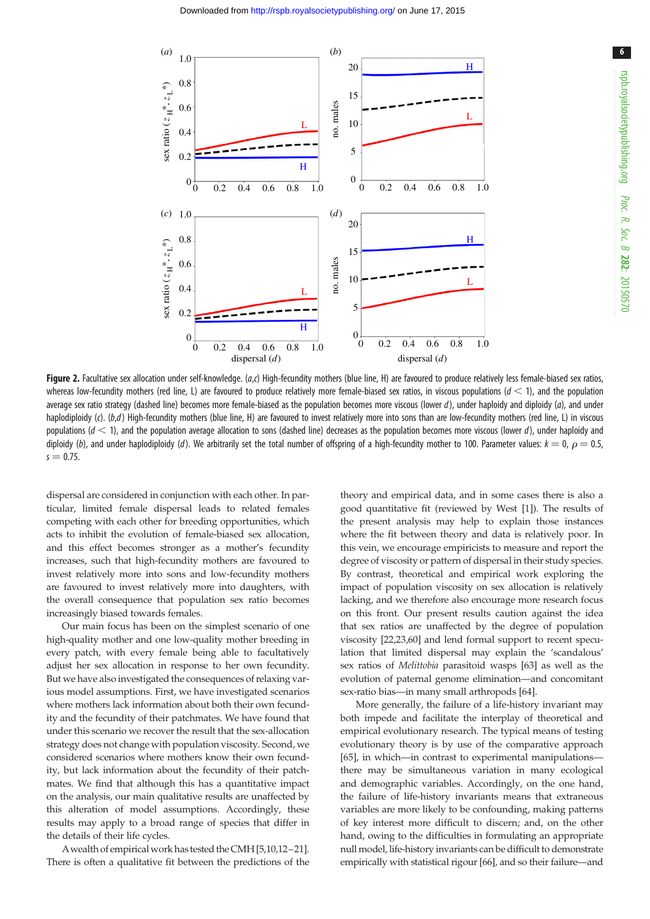(a)
1.0
0.8
0.6
0.4
0.2
0
sex ratio ($z_H^*, z_L^*$)
L
H
0 0.2 0.4 0.6 0.8 1.0

(b)
20
15
10
5
0
no. males
H
L
0 0.2 0.4 0.6 0.8 1.0

(c)
1.0
0.8
0.6
0.4
0.2
0
sex ratio ($z_H^*, z_L^*$)
L
H
0 0.2 0.4 0.6 0.8 1.0
dispersal ($d$)

(d)
20
15
10
5
0
no. males
H
L
0 0.2 0.4 0.6 0.8 1.0
dispersal ($d$)

**Figure 2.** Facultative sex allocation under self-knowledge. (*a*,*c*) High-fecundity mothers (blue line, H) are favoured to produce relatively less female-biased sex ratios, whereas low-fecundity mothers (red line, L) are favoured to produce relatively more female-biased sex ratios, in viscous populations ($d < 1$), and the population average sex ratio strategy (dashed line) becomes more female-biased as the population becomes more viscous (lower $d$), under haploidy and diploidy (*a*), and under haplodiploidy (*c*). (*b*,*d*) High-fecundity mothers (blue line, H) are favoured to invest relatively more into sons than are low-fecundity mothers (red line, L) in viscous populations ($d < 1$), and the population average allocation to sons (dashed line) decreases as the population becomes more viscous (lower $d$), under haploidy and diploidy (*b*), and under haplodiploidy (*d*). We arbitrarily set the total number of offspring of a high-fecundity mother to 100. Parameter values: $k = 0$, $\rho = 0.5$, $s = 0.75$.

dispersal are considered in conjunction with each other. In particular, limited female dispersal leads to related females competing with each other for breeding opportunities, which acts to inhibit the evolution of female-biased sex allocation, and this effect becomes stronger as a mother's fecundity increases, such that high-fecundity mothers are favoured to invest relatively more into sons and low-fecundity mothers are favoured to invest relatively more into daughters, with the overall consequence that population sex ratio becomes increasingly biased towards females.

Our main focus has been on the simplest scenario of one high-quality mother and one low-quality mother breeding in every patch, with every female being able to facultatively adjust her sex allocation in response to her own fecundity. But we have also investigated the consequences of relaxing various model assumptions. First, we have investigated scenarios where mothers lack information about both their own fecundity and the fecundity of their patchmates. We have found that under this scenario we recover the result that the sex-allocation strategy does not change with population viscosity. Second, we considered scenarios where mothers know their own fecundity, but lack information about the fecundity of their patchmates. We find that although this has a quantitative impact on the analysis, our main qualitative results are unaffected by this alteration of model assumptions. Accordingly, these results may apply to a broad range of species that differ in the details of their life cycles.

A wealth of empirical work has tested the CMH [5,10,12–21]. There is often a qualitative fit between the predictions of the theory and empirical data, and in some cases there is also a good quantitative fit (reviewed by West [1]). The results of the present analysis may help to explain those instances where the fit between theory and data is relatively poor. In this vein, we encourage empiricists to measure and report the degree of viscosity or pattern of dispersal in their study species. By contrast, theoretical and empirical work exploring the impact of population viscosity on sex allocation is relatively lacking, and we therefore also encourage more research focus on this front. Our present results caution against the idea that sex ratios are unaffected by the degree of population viscosity [22,23,60] and lend formal support to recent speculation that limited dispersal may explain the 'scandalous' sex ratios of *Melittobia* parasitoid wasps [63] as well as the evolution of paternal genome elimination—and concomitant sex-ratio bias—in many small arthropods [64].

More generally, the failure of a life-history invariant may both impede and facilitate the interplay of theoretical and empirical evolutionary research. The typical means of testing evolutionary theory is by use of the comparative approach [65], in which—in contrast to experimental manipulations—there may be simultaneous variation in many ecological and demographic variables. Accordingly, on the one hand, the failure of life-history invariants means that extraneous variables are more likely to be confounding, making patterns of key interest more difficult to discern; and, on the other hand, owing to the difficulties in formulating an appropriate null model, life-history invariants can be difficult to demonstrate empirically with statistical rigour [66], and so their failure—and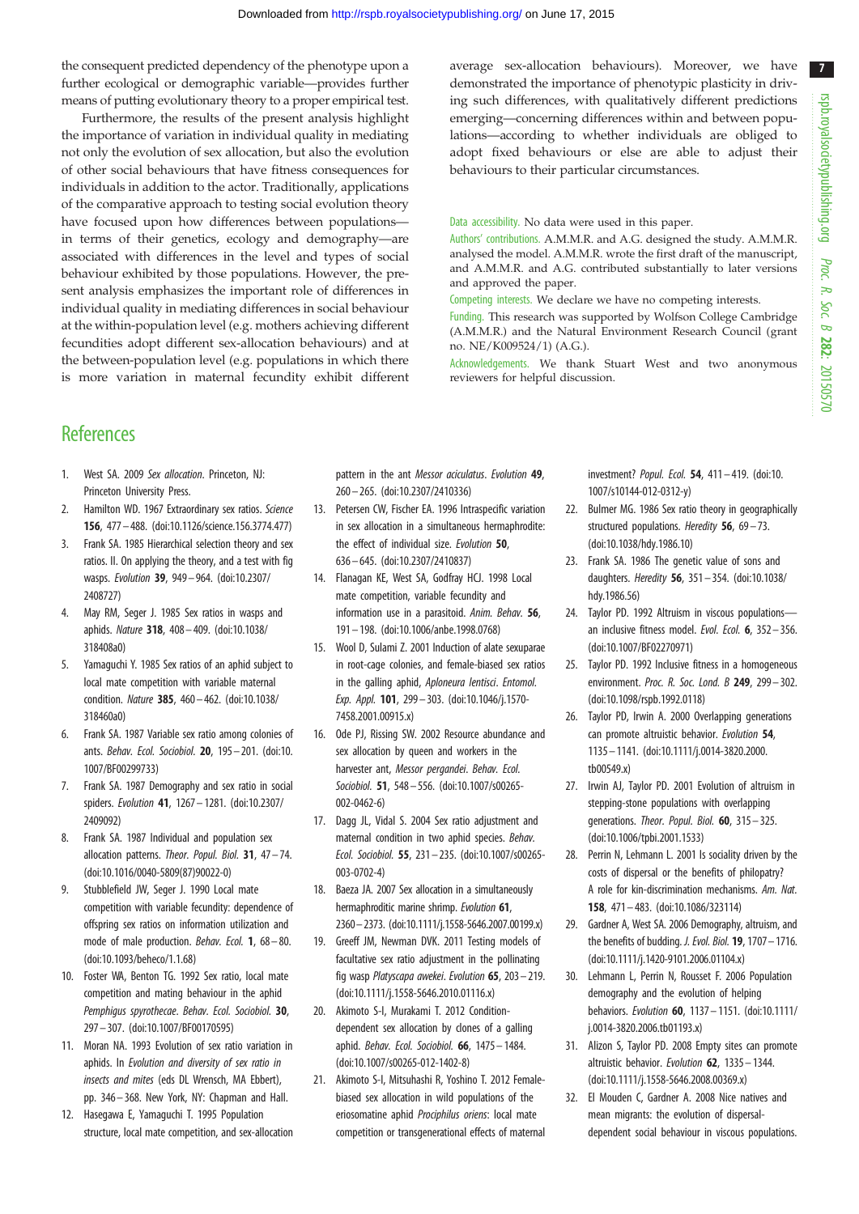the consequent predicted dependency of the phenotype upon a further ecological or demographic variable—provides further means of putting evolutionary theory to a proper empirical test.

Furthermore, the results of the present analysis highlight the importance of variation in individual quality in mediating not only the evolution of sex allocation, but also the evolution of other social behaviours that have fitness consequences for individuals in addition to the actor. Traditionally, applications of the comparative approach to testing social evolution theory have focused upon how differences between populations—in terms of their genetics, ecology and demography—are associated with differences in the level and types of social behaviour exhibited by those populations. However, the present analysis emphasizes the important role of differences in individual quality in mediating differences in social behaviour at the within-population level (e.g. mothers achieving different fecundities adopt different sex-allocation behaviours) and at the between-population level (e.g. populations in which there is more variation in maternal fecundity exhibit different average sex-allocation behaviours). Moreover, we have demonstrated the importance of phenotypic plasticity in driving such differences, with qualitatively different predictions emerging—concerning differences within and between populations—according to whether individuals are obliged to adopt fixed behaviours or else are able to adjust their behaviours to their particular circumstances.

Data accessibility. No data were used in this paper.

Authors' contributions. A.M.M.R. and A.G. designed the study. A.M.M.R. analysed the model. A.M.M.R. wrote the first draft of the manuscript, and A.M.M.R. and A.G. contributed substantially to later versions and approved the paper.

Competing interests. We declare we have no competing interests.

Funding. This research was supported by Wolfson College Cambridge (A.M.M.R.) and the Natural Environment Research Council (grant no. NE/K009524/1) (A.G.).

Acknowledgements. We thank Stuart West and two anonymous reviewers for helpful discussion.

# References

1. West SA. 2009 *Sex allocation*. Princeton, NJ: Princeton University Press.
2. Hamilton WD. 1967 Extraordinary sex ratios. *Science* **156**, 477–488. (doi:10.1126/science.156.3774.477)
3. Frank SA. 1985 Hierarchical selection theory and sex ratios. II. On applying the theory, and a test with fig wasps. *Evolution* **39**, 949–964. (doi:10.2307/2408727)
4. May RM, Seger J. 1985 Sex ratios in wasps and aphids. *Nature* **318**, 408–409. (doi:10.1038/318408a0)
5. Yamaguchi Y. 1985 Sex ratios of an aphid subject to local mate competition with variable maternal condition. *Nature* **385**, 460–462. (doi:10.1038/318460a0)
6. Frank SA. 1987 Variable sex ratio among colonies of ants. *Behav. Ecol. Sociobiol.* **20**, 195–201. (doi:10.1007/BF00299733)
7. Frank SA. 1987 Demography and sex ratio in social spiders. *Evolution* **41**, 1267–1281. (doi:10.2307/2409092)
8. Frank SA. 1987 Individual and population sex allocation patterns. *Theor. Popul. Biol.* **31**, 47–74. (doi:10.1016/0040-5809(87)90022-0)
9. Stubblefield JW, Seger J. 1990 Local mate competition with variable fecundity: dependence of offspring sex ratios on information utilization and mode of male production. *Behav. Ecol.* **1**, 68–80. (doi:10.1093/beheco/1.1.68)
10. Foster WA, Benton TG. 1992 Sex ratio, local mate competition and mating behaviour in the aphid *Pemphigus spyrothecae*. *Behav. Ecol. Sociobiol.* **30**, 297–307. (doi:10.1007/BF00170595)
11. Moran NA. 1993 Evolution of sex ratio variation in aphids. In *Evolution and diversity of sex ratio in insects and mites* (eds DL Wrensch, MA Ebbert), pp. 346–368. New York, NY: Chapman and Hall.
12. Hasegawa E, Yamaguchi T. 1995 Population structure, local mate competition, and sex-allocation pattern in the ant *Messor aciculatus*. *Evolution* **49**, 260–265. (doi:10.2307/2410336)
13. Petersen CW, Fischer EA. 1996 Intraspecific variation in sex allocation in a simultaneous hermaphrodite: the effect of individual size. *Evolution* **50**, 636–645. (doi:10.2307/2410837)
14. Flanagan KE, West SA, Godfray HCJ. 1998 Local mate competition, variable fecundity and information use in a parasitoid. *Anim. Behav.* **56**, 191–198. (doi:10.1006/anbe.1998.0768)
15. Wool D, Sulami Z. 2001 Induction of alate sexuparae in root-cage colonies, and female-biased sex ratios in the galling aphid, *Aploneura lentisci*. *Entomol. Exp. Appl.* **101**, 299–303. (doi:10.1046/j.1570-7458.2001.00915.x)
16. Ode PJ, Rissing SW. 2002 Resource abundance and sex allocation by queen and workers in the harvester ant, *Messor pergandei*. *Behav. Ecol. Sociobiol.* **51**, 548–556. (doi:10.1007/s00265-002-0462-6)
17. Dagg JL, Vidal S. 2004 Sex ratio adjustment and maternal condition in two aphid species. *Behav. Ecol. Sociobiol.* **55**, 231–235. (doi:10.1007/s00265-003-0702-4)
18. Baeza JA. 2007 Sex allocation in a simultaneously hermaphroditic marine shrimp. *Evolution* **61**, 2360–2373. (doi:10.1111/j.1558-5646.2007.00199.x)
19. Greeff JM, Newman DVK. 2011 Testing models of facultative sex ratio adjustment in the pollinating fig wasp *Platyscapa awekei*. *Evolution* **65**, 203–219. (doi:10.1111/j.1558-5646.2010.01116.x)
20. Akimoto S-I, Murakami T. 2012 Condition-dependent sex allocation by clones of a galling aphid. *Behav. Ecol. Sociobiol.* **66**, 1475–1484. (doi:10.1007/s00265-012-1402-8)
21. Akimoto S-I, Mitsuhashi R, Yoshino T. 2012 Female-biased sex allocation in wild populations of the eriosomatine aphid *Prociphilus oriens*: local mate competition or transgenerational effects of maternal investment? *Popul. Ecol.* **54**, 411–419. (doi:10.1007/s10144-012-0312-y)
22. Bulmer MG. 1986 Sex ratio theory in geographically structured populations. *Heredity* **56**, 69–73. (doi:10.1038/hdy.1986.10)
23. Frank SA. 1986 The genetic value of sons and daughters. *Heredity* **56**, 351–354. (doi:10.1038/hdy.1986.56)
24. Taylor PD. 1992 Altruism in viscous populations—an inclusive fitness model. *Evol. Ecol.* **6**, 352–356. (doi:10.1007/BF02270971)
25. Taylor PD. 1992 Inclusive fitness in a homogeneous environment. *Proc. R. Soc. Lond. B* **249**, 299–302. (doi:10.1098/rspb.1992.0118)
26. Taylor PD, Irwin A. 2000 Overlapping generations can promote altruistic behavior. *Evolution* **54**, 1135–1141. (doi:10.1111/j.0014-3820.2000.tb00549.x)
27. Irwin AJ, Taylor PD. 2001 Evolution of altruism in stepping-stone populations with overlapping generations. *Theor. Popul. Biol.* **60**, 315–325. (doi:10.1006/tpbi.2001.1533)
28. Perrin N, Lehmann L. 2001 Is sociality driven by the costs of dispersal or the benefits of philopatry? A role for kin-discrimination mechanisms. *Am. Nat.* **158**, 471–483. (doi:10.1086/323114)
29. Gardner A, West SA. 2006 Demography, altruism, and the benefits of budding. *J. Evol. Biol.* **19**, 1707–1716. (doi:10.1111/j.1420-9101.2006.01104.x)
30. Lehmann L, Perrin N, Rousset F. 2006 Population demography and the evolution of helping behaviors. *Evolution* **60**, 1137–1151. (doi:10.1111/j.0014-3820.2006.tb01193.x)
31. Alizon S, Taylor PD. 2008 Empty sites can promote altruistic behavior. *Evolution* **62**, 1335–1344. (doi:10.1111/j.1558-5646.2008.00369.x)
32. El Mouden C, Gardner A. 2008 Nice natives and mean migrants: the evolution of dispersal-dependent social behaviour in viscous populations.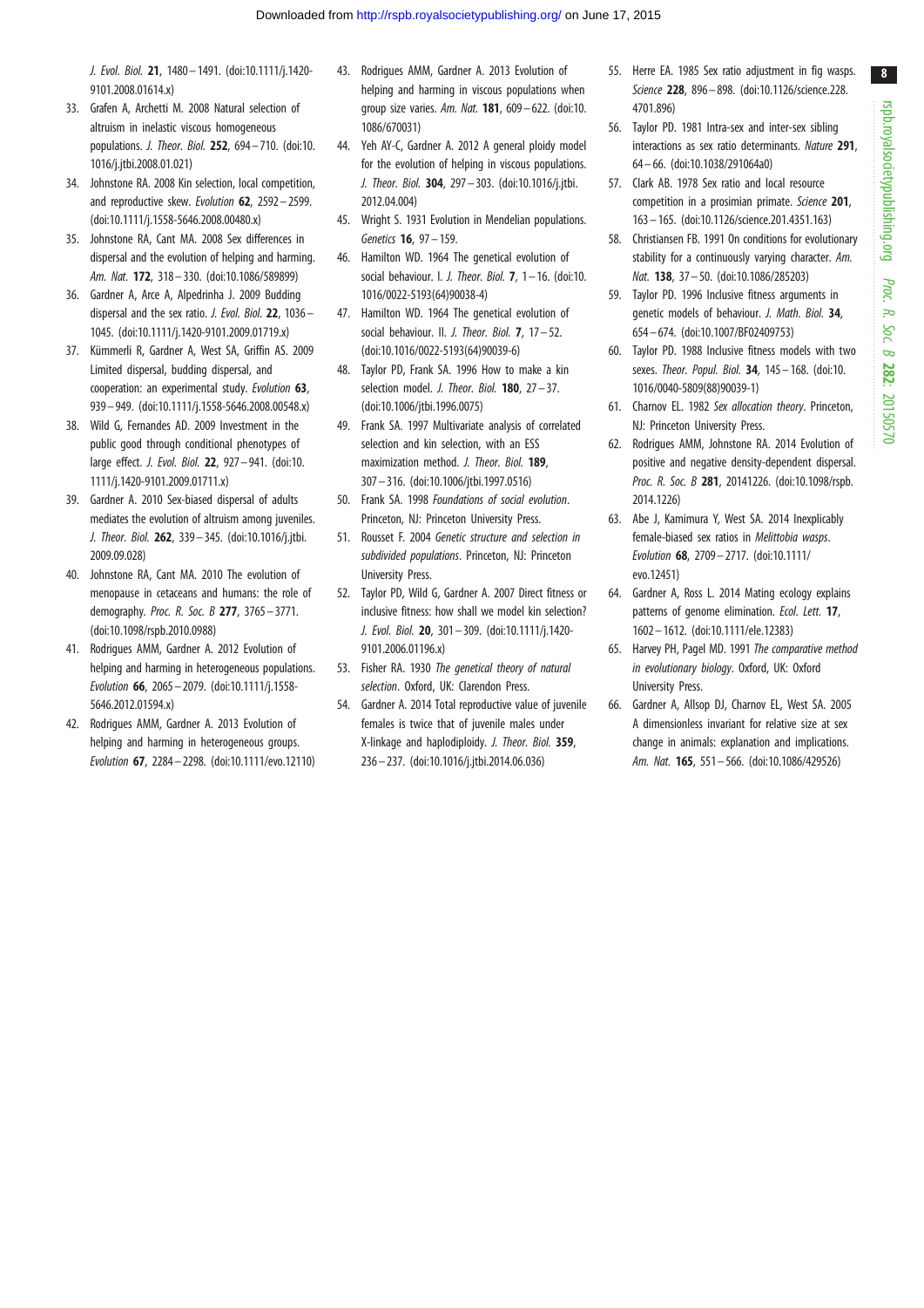*J. Evol. Biol.* **21**, 1480–1491. (doi:10.1111/j.1420-9101.2008.01614.x)

33. Grafen A, Archetti M. 2008 Natural selection of altruism in inelastic viscous homogeneous populations. *J. Theor. Biol.* **252**, 694–710. (doi:10.1016/j.jtbi.2008.01.021)
34. Johnstone RA. 2008 Kin selection, local competition, and reproductive skew. *Evolution* **62**, 2592–2599. (doi:10.1111/j.1558-5646.2008.00480.x)
35. Johnstone RA, Cant MA. 2008 Sex differences in dispersal and the evolution of helping and harming. *Am. Nat.* **172**, 318–330. (doi:10.1086/589899)
36. Gardner A, Arce A, Alpedrinha J. 2009 Budding dispersal and the sex ratio. *J. Evol. Biol.* **22**, 1036–1045. (doi:10.1111/j.1420-9101.2009.01719.x)
37. Kümmerli R, Gardner A, West SA, Griffin AS. 2009 Limited dispersal, budding dispersal, and cooperation: an experimental study. *Evolution* **63**, 939–949. (doi:10.1111/j.1558-5646.2008.00548.x)
38. Wild G, Fernandes AD. 2009 Investment in the public good through conditional phenotypes of large effect. *J. Evol. Biol.* **22**, 927–941. (doi:10.1111/j.1420-9101.2009.01711.x)
39. Gardner A. 2010 Sex-biased dispersal of adults mediates the evolution of altruism among juveniles. *J. Theor. Biol.* **262**, 339–345. (doi:10.1016/j.jtbi.2009.09.028)
40. Johnstone RA, Cant MA. 2010 The evolution of menopause in cetaceans and humans: the role of demography. *Proc. R. Soc. B* **277**, 3765–3771. (doi:10.1098/rspb.2010.0988)
41. Rodrigues AMM, Gardner A. 2012 Evolution of helping and harming in heterogeneous populations. *Evolution* **66**, 2065–2079. (doi:10.1111/j.1558-5646.2012.01594.x)
42. Rodrigues AMM, Gardner A. 2013 Evolution of helping and harming in heterogeneous groups. *Evolution* **67**, 2284–2298. (doi:10.1111/evo.12110)
43. Rodrigues AMM, Gardner A. 2013 Evolution of helping and harming in viscous populations when group size varies. *Am. Nat.* **181**, 609–622. (doi:10.1086/670031)
44. Yeh AY-C, Gardner A. 2012 A general ploidy model for the evolution of helping in viscous populations. *J. Theor. Biol.* **304**, 297–303. (doi:10.1016/j.jtbi.2012.04.004)
45. Wright S. 1931 Evolution in Mendelian populations. *Genetics* **16**, 97–159.
46. Hamilton WD. 1964 The genetical evolution of social behaviour. I. *J. Theor. Biol.* **7**, 1–16. (doi:10.1016/0022-5193(64)90038-4)
47. Hamilton WD. 1964 The genetical evolution of social behaviour. II. *J. Theor. Biol.* **7**, 17–52. (doi:10.1016/0022-5193(64)90039-6)
48. Taylor PD, Frank SA. 1996 How to make a kin selection model. *J. Theor. Biol.* **180**, 27–37. (doi:10.1006/jtbi.1996.0075)
49. Frank SA. 1997 Multivariate analysis of correlated selection and kin selection, with an ESS maximization method. *J. Theor. Biol.* **189**, 307–316. (doi:10.1006/jtbi.1997.0516)
50. Frank SA. 1998 *Foundations of social evolution*. Princeton, NJ: Princeton University Press.
51. Rousset F. 2004 *Genetic structure and selection in subdivided populations*. Princeton, NJ: Princeton University Press.
52. Taylor PD, Wild G, Gardner A. 2007 Direct fitness or inclusive fitness: how shall we model kin selection? *J. Evol. Biol.* **20**, 301–309. (doi:10.1111/j.1420-9101.2006.01196.x)
53. Fisher RA. 1930 *The genetical theory of natural selection*. Oxford, UK: Clarendon Press.
54. Gardner A. 2014 Total reproductive value of juvenile females is twice that of juvenile males under X-linkage and haplodiploidy. *J. Theor. Biol.* **359**, 236–237. (doi:10.1016/j.jtbi.2014.06.036)
55. Herre EA. 1985 Sex ratio adjustment in fig wasps. *Science* **228**, 896–898. (doi:10.1126/science.228.4701.896)
56. Taylor PD. 1981 Intra-sex and inter-sex sibling interactions as sex ratio determinants. *Nature* **291**, 64–66. (doi:10.1038/291064a0)
57. Clark AB. 1978 Sex ratio and local resource competition in a prosimian primate. *Science* **201**, 163–165. (doi:10.1126/science.201.4351.163)
58. Christiansen FB. 1991 On conditions for evolutionary stability for a continuously varying character. *Am. Nat.* **138**, 37–50. (doi:10.1086/285203)
59. Taylor PD. 1996 Inclusive fitness arguments in genetic models of behaviour. *J. Math. Biol.* **34**, 654–674. (doi:10.1007/BF02409753)
60. Taylor PD. 1988 Inclusive fitness models with two sexes. *Theor. Popul. Biol.* **34**, 145–168. (doi:10.1016/0040-5809(88)90039-1)
61. Charnov EL. 1982 *Sex allocation theory*. Princeton, NJ: Princeton University Press.
62. Rodrigues AMM, Johnstone RA. 2014 Evolution of positive and negative density-dependent dispersal. *Proc. R. Soc. B* **281**, 20141226. (doi:10.1098/rspb.2014.1226)
63. Abe J, Kamimura Y, West SA. 2014 Inexplicably female-biased sex ratios in *Melittobia* wasps. *Evolution* **68**, 2709–2717. (doi:10.1111/evo.12451)
64. Gardner A, Ross L. 2014 Mating ecology explains patterns of genome elimination. *Ecol. Lett.* **17**, 1602–1612. (doi:10.1111/ele.12383)
65. Harvey PH, Pagel MD. 1991 *The comparative method in evolutionary biology*. Oxford, UK: Oxford University Press.
66. Gardner A, Allsop DJ, Charnov EL, West SA. 2005 A dimensionless invariant for relative size at sex change in animals: explanation and implications. *Am. Nat.* **165**, 551–566. (doi:10.1086/429526)